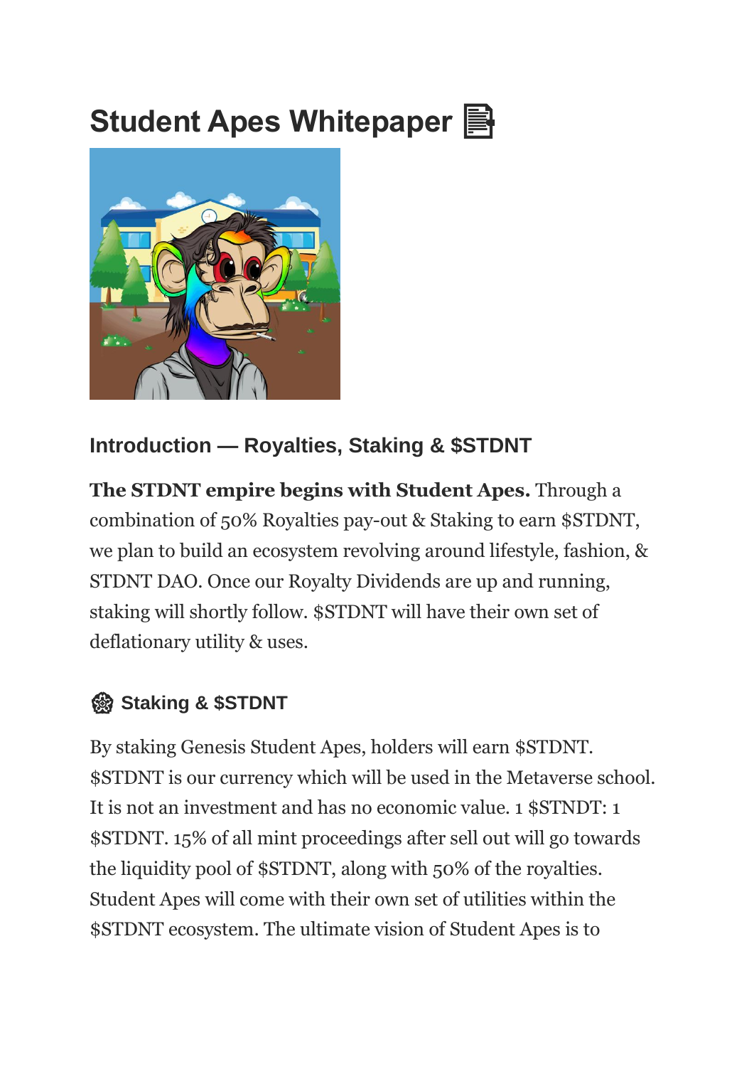# Student Apes Whitepaper 📄

## Introduction — Royalties, Staking & $STDNT

**The STDNT empire begins with Student Apes.** Through a combination of 50% Royalties pay-out & Staking to earn $STDNT, we plan to build an ecosystem revolving around lifestyle, fashion, & STDNT DAO. Once our Royalty Dividends are up and running, staking will shortly follow. $STDNT will have their own set of deflationary utility & uses.

## 🏵️ Staking & $STDNT

By staking Genesis Student Apes, holders will earn $STDNT. $STDNT is our currency which will be used in the Metaverse school. It is not an investment and has no economic value. 1 $STNDT: 1 $STDNT. 15% of all mint proceedings after sell out will go towards the liquidity pool of $STDNT, along with 50% of the royalties. Student Apes will come with their own set of utilities within the $STDNT ecosystem. The ultimate vision of Student Apes is to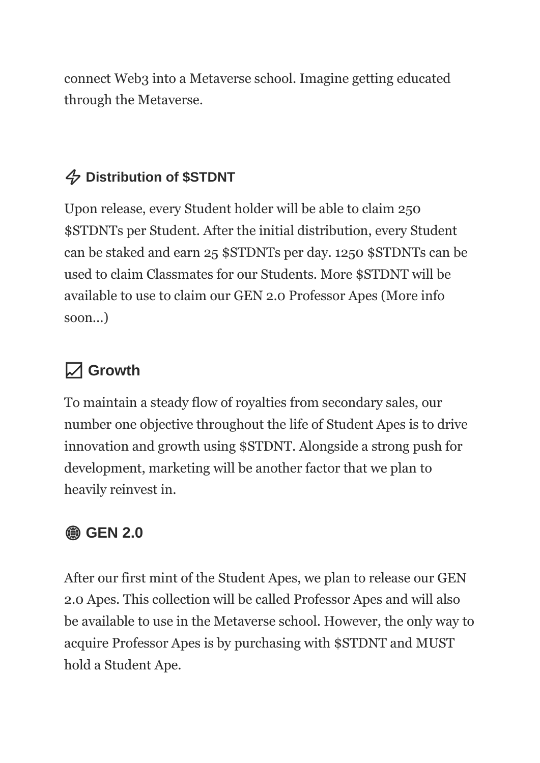connect Web3 into a Metaverse school. Imagine getting educated through the Metaverse.

## Distribution of $STDNT

Upon release, every Student holder will be able to claim 250 $STDNTs per Student. After the initial distribution, every Student can be staked and earn 25 $STDNTs per day. 1250 $STDNTs can be used to claim Classmates for our Students. More $STDNT will be available to use to claim our GEN 2.0 Professor Apes (More info soon...)

## Growth

To maintain a steady flow of royalties from secondary sales, our number one objective throughout the life of Student Apes is to drive innovation and growth using $STDNT. Alongside a strong push for development, marketing will be another factor that we plan to heavily reinvest in.

## GEN 2.0

After our first mint of the Student Apes, we plan to release our GEN 2.0 Apes. This collection will be called Professor Apes and will also be available to use in the Metaverse school. However, the only way to acquire Professor Apes is by purchasing with $STDNT and MUST hold a Student Ape.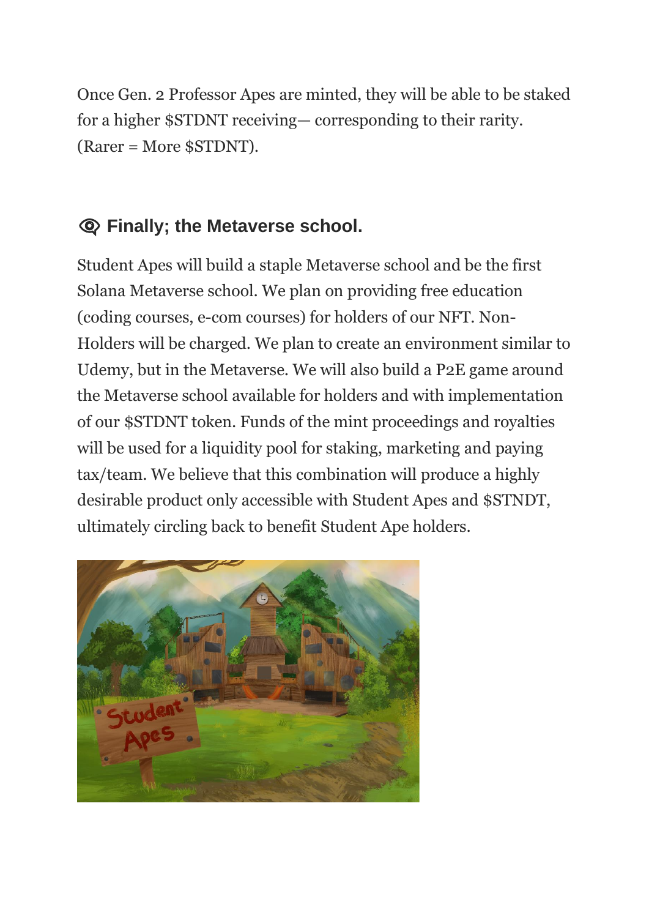Once Gen. 2 Professor Apes are minted, they will be able to be staked for a higher $STDNT receiving— corresponding to their rarity. (Rarer = More $STDNT).

## 👁 Finally; the Metaverse school.

Student Apes will build a staple Metaverse school and be the first Solana Metaverse school. We plan on providing free education (coding courses, e-com courses) for holders of our NFT. Non-Holders will be charged. We plan to create an environment similar to Udemy, but in the Metaverse. We will also build a P2E game around the Metaverse school available for holders and with implementation of our $STDNT token. Funds of the mint proceedings and royalties will be used for a liquidity pool for staking, marketing and paying tax/team. We believe that this combination will produce a highly desirable product only accessible with Student Apes and $STNDT, ultimately circling back to benefit Student Ape holders.